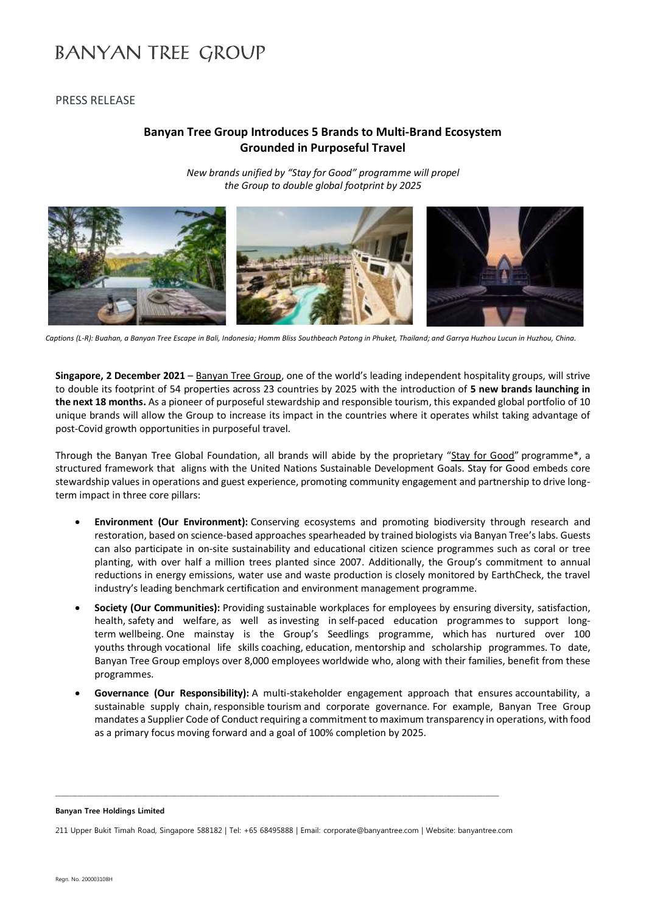# BANYAN TREE GROUP

PRESS RELEASE

## Banyan Tree Group Introduces 5 Brands to Multi-Brand Ecosystem Grounded in Purposeful Travel

*New brands unified by "Stay for Good" programme will propel the Group to double global footprint by 2025*

*Captions (L-R): Buahan, a Banyan Tree Escape in Bali, Indonesia; Homm Bliss Southbeach Patong in Phuket, Thailand; and Garrya Huzhou Lucun in Huzhou, China.*

**Singapore, 2 December 2021** – Banyan Tree Group, one of the world's leading independent hospitality groups, will strive to double its footprint of 54 properties across 23 countries by 2025 with the introduction of **5 new brands launching in the next 18 months.** As a pioneer of purposeful stewardship and responsible tourism, this expanded global portfolio of 10 unique brands will allow the Group to increase its impact in the countries where it operates whilst taking advantage of post-Covid growth opportunities in purposeful travel.

Through the Banyan Tree Global Foundation, all brands will abide by the proprietary "Stay for Good" programme*, a structured framework that aligns with the United Nations Sustainable Development Goals. Stay for Good embeds core stewardship values in operations and guest experience, promoting community engagement and partnership to drive long-term impact in three core pillars:

- **Environment (Our Environment):** Conserving ecosystems and promoting biodiversity through research and restoration, based on science-based approaches spearheaded by trained biologists via Banyan Tree's labs. Guests can also participate in on-site sustainability and educational citizen science programmes such as coral or tree planting, with over half a million trees planted since 2007. Additionally, the Group's commitment to annual reductions in energy emissions, water use and waste production is closely monitored by EarthCheck, the travel industry's leading benchmark certification and environment management programme.
- **Society (Our Communities):** Providing sustainable workplaces for employees by ensuring diversity, satisfaction, health, safety and welfare, as well as investing in self-paced education programmes to support long-term wellbeing. One mainstay is the Group's Seedlings programme, which has nurtured over 100 youths through vocational life skills coaching, education, mentorship and scholarship programmes. To date, Banyan Tree Group employs over 8,000 employees worldwide who, along with their families, benefit from these programmes.
- **Governance (Our Responsibility):** A multi-stakeholder engagement approach that ensures accountability, a sustainable supply chain, responsible tourism and corporate governance. For example, Banyan Tree Group mandates a Supplier Code of Conduct requiring a commitment to maximum transparency in operations, with food as a primary focus moving forward and a goal of 100% completion by 2025.

---

**Banyan Tree Holdings Limited**

211 Upper Bukit Timah Road, Singapore 588182 | Tel: +65 68495888 | Email: corporate@banyantree.com | Website: banyantree.com

Regn. No. 200003108H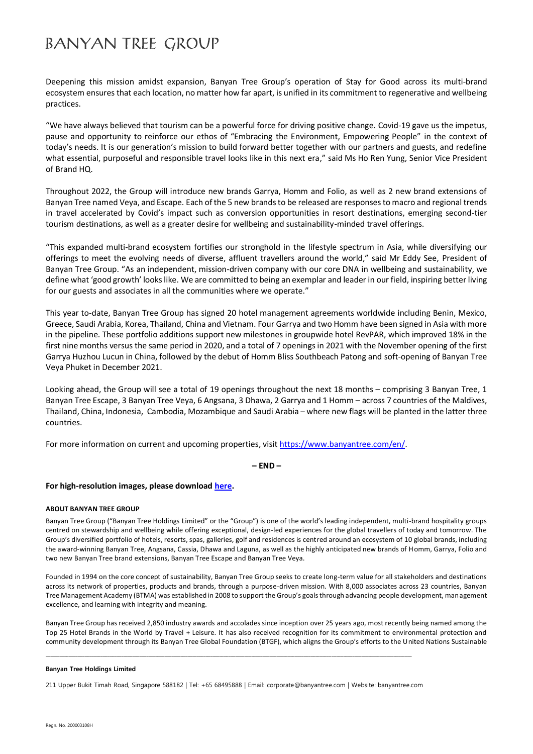Deepening this mission amidst expansion, Banyan Tree Group's operation of Stay for Good across its multi-brand ecosystem ensures that each location, no matter how far apart, is unified in its commitment to regenerative and wellbeing practices.

"We have always believed that tourism can be a powerful force for driving positive change. Covid-19 gave us the impetus, pause and opportunity to reinforce our ethos of "Embracing the Environment, Empowering People" in the context of today's needs. It is our generation's mission to build forward better together with our partners and guests, and redefine what essential, purposeful and responsible travel looks like in this next era," said Ms Ho Ren Yung, Senior Vice President of Brand HQ.

Throughout 2022, the Group will introduce new brands Garrya, Homm and Folio, as well as 2 new brand extensions of Banyan Tree named Veya, and Escape. Each of the 5 new brands to be released are responses to macro and regional trends in travel accelerated by Covid's impact such as conversion opportunities in resort destinations, emerging second-tier tourism destinations, as well as a greater desire for wellbeing and sustainability-minded travel offerings.

"This expanded multi-brand ecosystem fortifies our stronghold in the lifestyle spectrum in Asia, while diversifying our offerings to meet the evolving needs of diverse, affluent travellers around the world," said Mr Eddy See, President of Banyan Tree Group. "As an independent, mission-driven company with our core DNA in wellbeing and sustainability, we define what 'good growth' looks like. We are committed to being an exemplar and leader in our field, inspiring better living for our guests and associates in all the communities where we operate."

This year to-date, Banyan Tree Group has signed 20 hotel management agreements worldwide including Benin, Mexico, Greece, Saudi Arabia, Korea, Thailand, China and Vietnam. Four Garrya and two Homm have been signed in Asia with more in the pipeline. These portfolio additions support new milestones in groupwide hotel RevPAR, which improved 18% in the first nine months versus the same period in 2020, and a total of 7 openings in 2021 with the November opening of the first Garrya Huzhou Lucun in China, followed by the debut of Homm Bliss Southbeach Patong and soft-opening of Banyan Tree Veya Phuket in December 2021.

Looking ahead, the Group will see a total of 19 openings throughout the next 18 months – comprising 3 Banyan Tree, 1 Banyan Tree Escape, 3 Banyan Tree Veya, 6 Angsana, 3 Dhawa, 2 Garrya and 1 Homm – across 7 countries of the Maldives, Thailand, China, Indonesia, Cambodia, Mozambique and Saudi Arabia – where new flags will be planted in the latter three countries.

For more information on current and upcoming properties, visit [https://www.banyantree.com/en/](https://www.banyantree.com/en/).

**– END –**

**For high-resolution images, please download here.**

**ABOUT BANYAN TREE GROUP**

Banyan Tree Group ("Banyan Tree Holdings Limited" or the "Group") is one of the world's leading independent, multi-brand hospitality groups centred on stewardship and wellbeing while offering exceptional, design-led experiences for the global travellers of today and tomorrow. The Group's diversified portfolio of hotels, resorts, spas, galleries, golf and residences is centred around an ecosystem of 10 global brands, including the award-winning Banyan Tree, Angsana, Cassia, Dhawa and Laguna, as well as the highly anticipated new brands of Homm, Garrya, Folio and two new Banyan Tree brand extensions, Banyan Tree Escape and Banyan Tree Veya.

Founded in 1994 on the core concept of sustainability, Banyan Tree Group seeks to create long-term value for all stakeholders and destinations across its network of properties, products and brands, through a purpose-driven mission. With 8,000 associates across 23 countries, Banyan Tree Management Academy (BTMA) was established in 2008 to support the Group's goals through advancing people development, management excellence, and learning with integrity and meaning.

Banyan Tree Group has received 2,850 industry awards and accolades since inception over 25 years ago, most recently being named among the Top 25 Hotel Brands in the World by Travel + Leisure. It has also received recognition for its commitment to environmental protection and community development through its Banyan Tree Global Foundation (BTGF), which aligns the Group's efforts to the United Nations Sustainable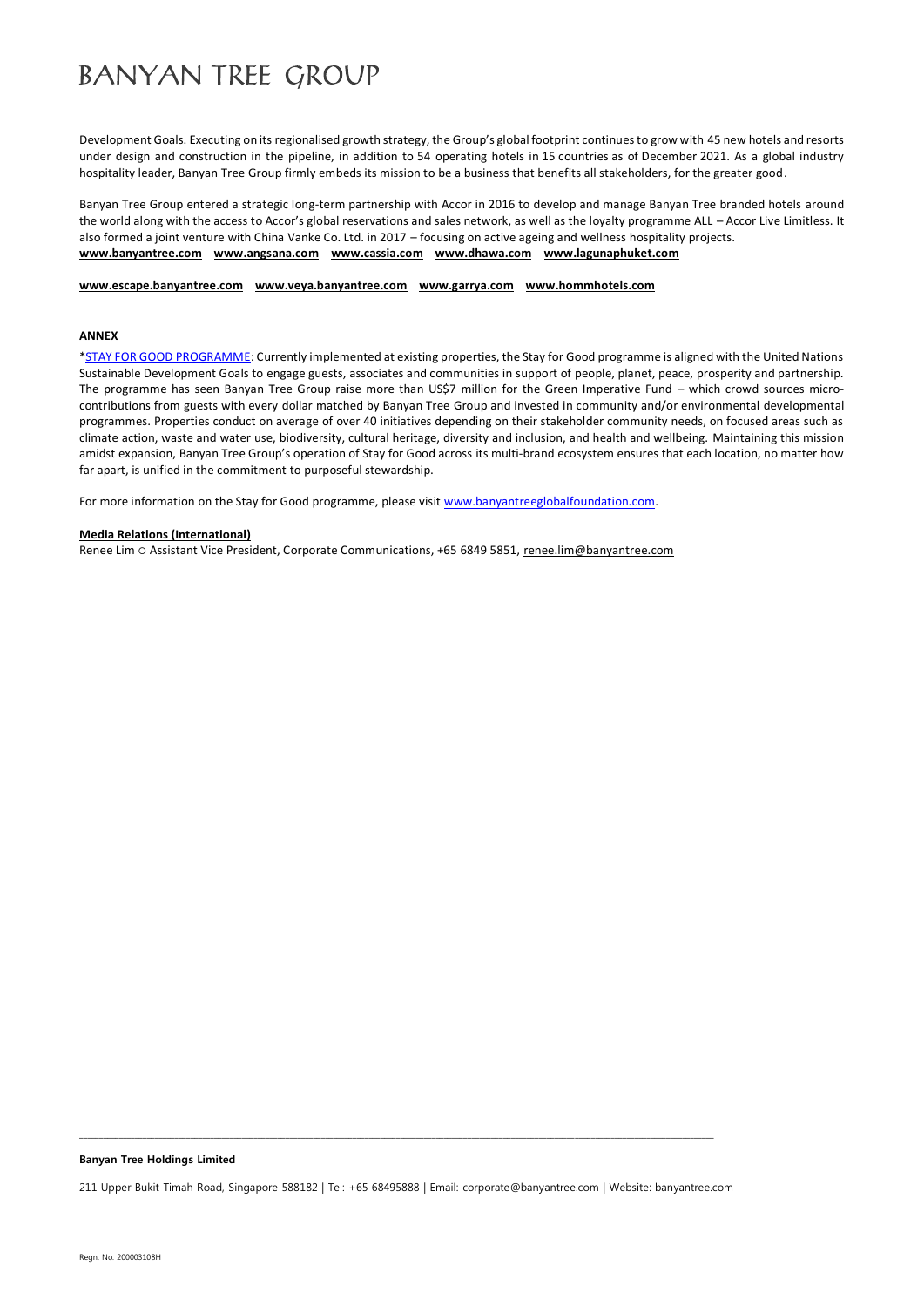Development Goals. Executing on its regionalised growth strategy, the Group's global footprint continues to grow with 45 new hotels and resorts under design and construction in the pipeline, in addition to 54 operating hotels in 15 countries as of December 2021. As a global industry hospitality leader, Banyan Tree Group firmly embeds its mission to be a business that benefits all stakeholders, for the greater good.

Banyan Tree Group entered a strategic long-term partnership with Accor in 2016 to develop and manage Banyan Tree branded hotels around the world along with the access to Accor's global reservations and sales network, as well as the loyalty programme ALL – Accor Live Limitless. It also formed a joint venture with China Vanke Co. Ltd. in 2017 – focusing on active ageing and wellness hospitality projects.
**www.banyantree.com** **www.angsana.com** **www.cassia.com** **www.dhawa.com** **www.lagunaphuket.com**

**www.escape.banyantree.com** **www.veya.banyantree.com** **www.garrya.com** **www.hommhotels.com**

**ANNEX**

*STAY FOR GOOD PROGRAMME: Currently implemented at existing properties, the Stay for Good programme is aligned with the United Nations Sustainable Development Goals to engage guests, associates and communities in support of people, planet, peace, prosperity and partnership. The programme has seen Banyan Tree Group raise more than US$7 million for the Green Imperative Fund – which crowd sources micro-contributions from guests with every dollar matched by Banyan Tree Group and invested in community and/or environmental developmental programmes. Properties conduct on average of over 40 initiatives depending on their stakeholder community needs, on focused areas such as climate action, waste and water use, biodiversity, cultural heritage, diversity and inclusion, and health and wellbeing. Maintaining this mission amidst expansion, Banyan Tree Group's operation of Stay for Good across its multi-brand ecosystem ensures that each location, no matter how far apart, is unified in the commitment to purposeful stewardship.

For more information on the Stay for Good programme, please visit www.banyantreeglobalfoundation.com.

**Media Relations (International)**
Renee Lim ○ Assistant Vice President, Corporate Communications, +65 6849 5851, renee.lim@banyantree.com

**Banyan Tree Holdings Limited**

211 Upper Bukit Timah Road, Singapore 588182 | Tel: +65 68495888 | Email: corporate@banyantree.com | Website: banyantree.com

Regn. No. 200003108H